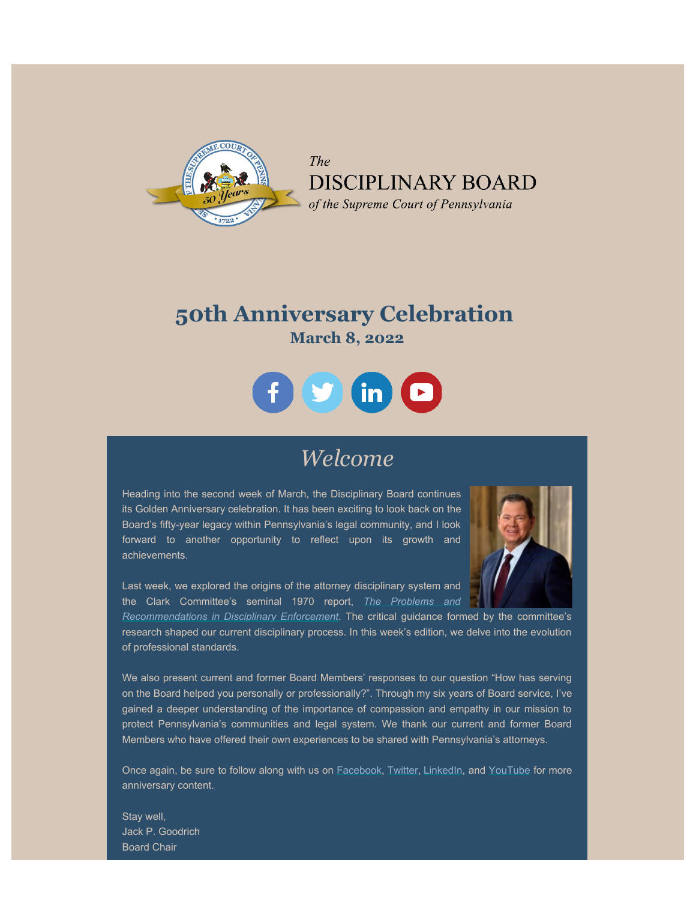The
DISCIPLINARY BOARD
*of the Supreme Court of Pennsylvania*

# 50th Anniversary Celebration

## March 8, 2022

## *Welcome*

Heading into the second week of March, the Disciplinary Board continues its Golden Anniversary celebration. It has been exciting to look back on the Board's fifty-year legacy within Pennsylvania's legal community, and I look forward to another opportunity to reflect upon its growth and achievements.

Last week, we explored the origins of the attorney disciplinary system and the Clark Committee's seminal 1970 report, *The Problems and Recommendations in Disciplinary Enforcement*. The critical guidance formed by the committee's research shaped our current disciplinary process. In this week's edition, we delve into the evolution of professional standards.

We also present current and former Board Members' responses to our question "How has serving on the Board helped you personally or professionally?". Through my six years of Board service, I've gained a deeper understanding of the importance of compassion and empathy in our mission to protect Pennsylvania's communities and legal system. We thank our current and former Board Members who have offered their own experiences to be shared with Pennsylvania's attorneys.

Once again, be sure to follow along with us on Facebook, Twitter, LinkedIn, and YouTube for more anniversary content.

Stay well,
Jack P. Goodrich
Board Chair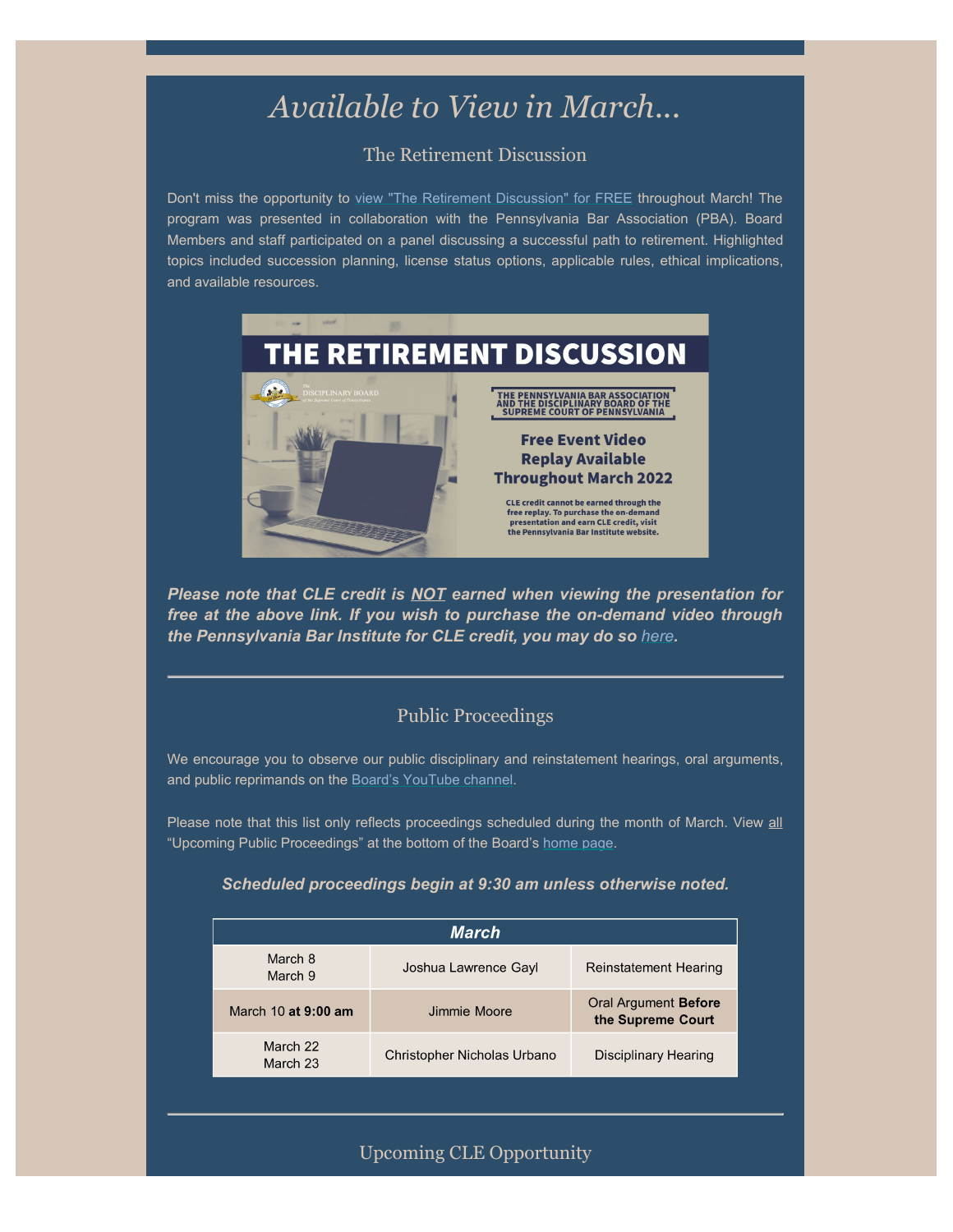# *Available to View in March...*

## The Retirement Discussion

Don't miss the opportunity to view "The Retirement Discussion" for FREE throughout March! The program was presented in collaboration with the Pennsylvania Bar Association (PBA). Board Members and staff participated on a panel discussing a successful path to retirement. Highlighted topics included succession planning, license status options, applicable rules, ethical implications, and available resources.

**THE RETIREMENT DISCUSSION**

THE PENNSYLVANIA BAR ASSOCIATION AND THE DISCIPLINARY BOARD OF THE SUPREME COURT OF PENNSYLVANIA

**Free Event Video Replay Available Throughout March 2022**

CLE credit cannot be earned through the free replay. To purchase the on-demand presentation and earn CLE credit, visit the Pennsylvania Bar Institute website.

***Please note that CLE credit is NOT earned when viewing the presentation for free at the above link. If you wish to purchase the on-demand video through the Pennsylvania Bar Institute for CLE credit, you may do so here.***

---

## Public Proceedings

We encourage you to observe our public disciplinary and reinstatement hearings, oral arguments, and public reprimands on the Board's YouTube channel.

Please note that this list only reflects proceedings scheduled during the month of March. View all "Upcoming Public Proceedings" at the bottom of the Board's home page.

***Scheduled proceedings begin at 9:30 am unless otherwise noted.***

| ***March*** | | |
|---|---|---|
| March 8<br>March 9 | Joshua Lawrence Gayl | Reinstatement Hearing |
| March 10 **at 9:00 am** | Jimmie Moore | Oral Argument **Before the Supreme Court** |
| March 22<br>March 23 | Christopher Nicholas Urbano | Disciplinary Hearing |

---

## Upcoming CLE Opportunity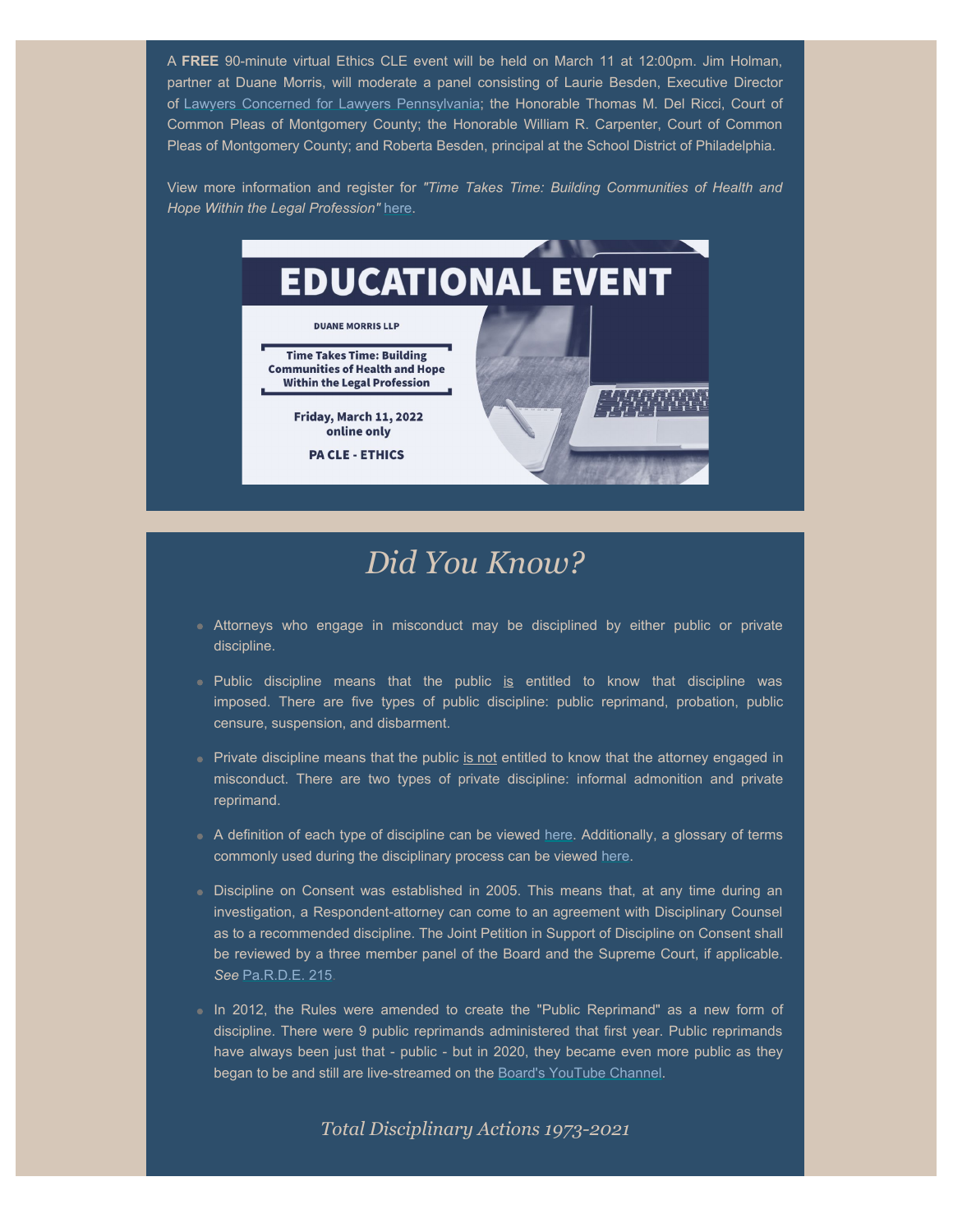A **FREE** 90-minute virtual Ethics CLE event will be held on March 11 at 12:00pm. Jim Holman, partner at Duane Morris, will moderate a panel consisting of Laurie Besden, Executive Director of Lawyers Concerned for Lawyers Pennsylvania; the Honorable Thomas M. Del Ricci, Court of Common Pleas of Montgomery County; the Honorable William R. Carpenter, Court of Common Pleas of Montgomery County; and Roberta Besden, principal at the School District of Philadelphia.

View more information and register for *"Time Takes Time: Building Communities of Health and Hope Within the Legal Profession"* here.

**EDUCATIONAL EVENT**

DUANE MORRIS LLP

**Time Takes Time: Building Communities of Health and Hope Within the Legal Profession**

**Friday, March 11, 2022**
**online only**

**PA CLE - ETHICS**

# *Did You Know?*

- Attorneys who engage in misconduct may be disciplined by either public or private discipline.
- Public discipline means that the public is entitled to know that discipline was imposed. There are five types of public discipline: public reprimand, probation, public censure, suspension, and disbarment.
- Private discipline means that the public is not entitled to know that the attorney engaged in misconduct. There are two types of private discipline: informal admonition and private reprimand.
- A definition of each type of discipline can be viewed here. Additionally, a glossary of terms commonly used during the disciplinary process can be viewed here.
- Discipline on Consent was established in 2005. This means that, at any time during an investigation, a Respondent-attorney can come to an agreement with Disciplinary Counsel as to a recommended discipline. The Joint Petition in Support of Discipline on Consent shall be reviewed by a three member panel of the Board and the Supreme Court, if applicable. *See* Pa.R.D.E. 215.
- In 2012, the Rules were amended to create the "Public Reprimand" as a new form of discipline. There were 9 public reprimands administered that first year. Public reprimands have always been just that - public - but in 2020, they became even more public as they began to be and still are live-streamed on the Board's YouTube Channel.

*Total Disciplinary Actions 1973-2021*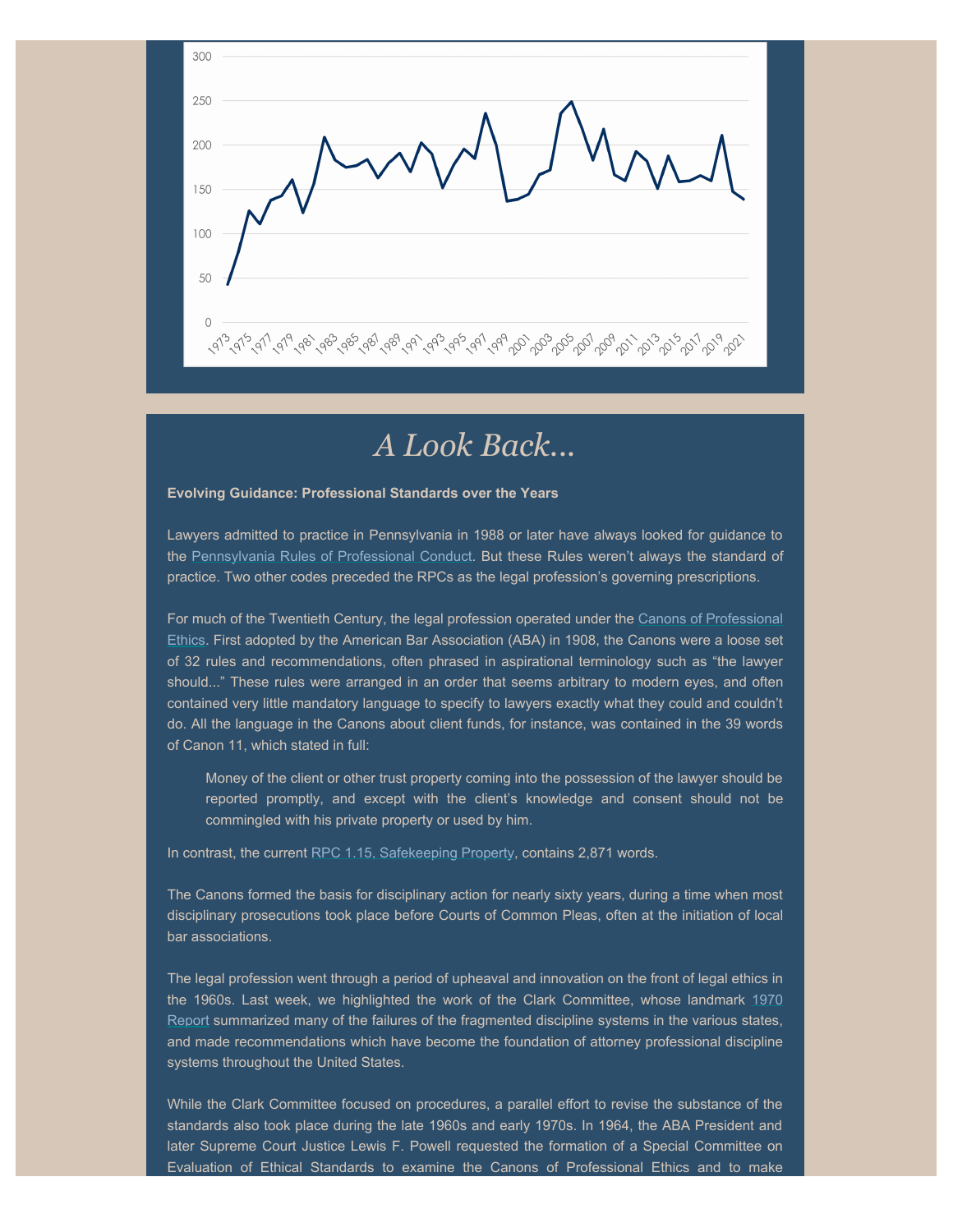# A Look Back...

**Evolving Guidance: Professional Standards over the Years**

Lawyers admitted to practice in Pennsylvania in 1988 or later have always looked for guidance to the Pennsylvania Rules of Professional Conduct. But these Rules weren't always the standard of practice. Two other codes preceded the RPCs as the legal profession's governing prescriptions.

For much of the Twentieth Century, the legal profession operated under the Canons of Professional Ethics. First adopted by the American Bar Association (ABA) in 1908, the Canons were a loose set of 32 rules and recommendations, often phrased in aspirational terminology such as "the lawyer should..." These rules were arranged in an order that seems arbitrary to modern eyes, and often contained very little mandatory language to specify to lawyers exactly what they could and couldn't do. All the language in the Canons about client funds, for instance, was contained in the 39 words of Canon 11, which stated in full:

> Money of the client or other trust property coming into the possession of the lawyer should be reported promptly, and except with the client's knowledge and consent should not be commingled with his private property or used by him.

In contrast, the current RPC 1.15, Safekeeping Property, contains 2,871 words.

The Canons formed the basis for disciplinary action for nearly sixty years, during a time when most disciplinary prosecutions took place before Courts of Common Pleas, often at the initiation of local bar associations.

The legal profession went through a period of upheaval and innovation on the front of legal ethics in the 1960s. Last week, we highlighted the work of the Clark Committee, whose landmark 1970 Report summarized many of the failures of the fragmented discipline systems in the various states, and made recommendations which have become the foundation of attorney professional discipline systems throughout the United States.

While the Clark Committee focused on procedures, a parallel effort to revise the substance of the standards also took place during the late 1960s and early 1970s. In 1964, the ABA President and later Supreme Court Justice Lewis F. Powell requested the formation of a Special Committee on Evaluation of Ethical Standards to examine the Canons of Professional Ethics and to make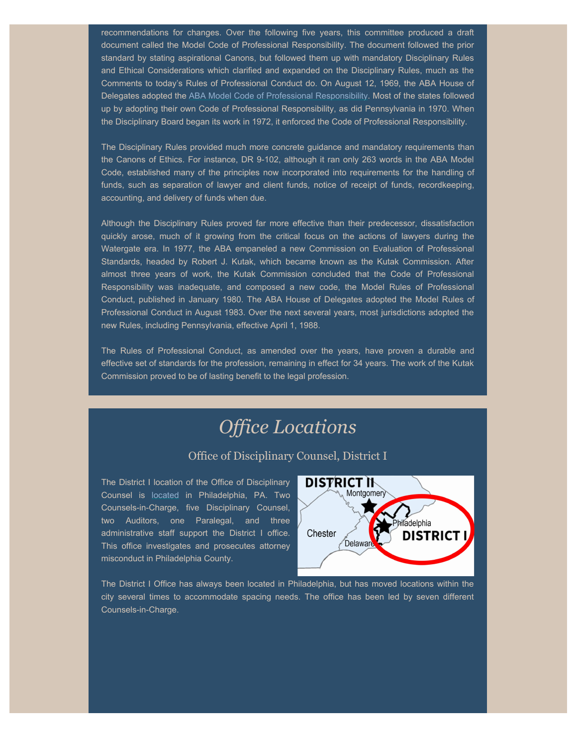recommendations for changes. Over the following five years, this committee produced a draft document called the Model Code of Professional Responsibility. The document followed the prior standard by stating aspirational Canons, but followed them up with mandatory Disciplinary Rules and Ethical Considerations which clarified and expanded on the Disciplinary Rules, much as the Comments to today's Rules of Professional Conduct do. On August 12, 1969, the ABA House of Delegates adopted the ABA Model Code of Professional Responsibility. Most of the states followed up by adopting their own Code of Professional Responsibility, as did Pennsylvania in 1970. When the Disciplinary Board began its work in 1972, it enforced the Code of Professional Responsibility.

The Disciplinary Rules provided much more concrete guidance and mandatory requirements than the Canons of Ethics. For instance, DR 9-102, although it ran only 263 words in the ABA Model Code, established many of the principles now incorporated into requirements for the handling of funds, such as separation of lawyer and client funds, notice of receipt of funds, recordkeeping, accounting, and delivery of funds when due.

Although the Disciplinary Rules proved far more effective than their predecessor, dissatisfaction quickly arose, much of it growing from the critical focus on the actions of lawyers during the Watergate era. In 1977, the ABA empaneled a new Commission on Evaluation of Professional Standards, headed by Robert J. Kutak, which became known as the Kutak Commission. After almost three years of work, the Kutak Commission concluded that the Code of Professional Responsibility was inadequate, and composed a new code, the Model Rules of Professional Conduct, published in January 1980. The ABA House of Delegates adopted the Model Rules of Professional Conduct in August 1983. Over the next several years, most jurisdictions adopted the new Rules, including Pennsylvania, effective April 1, 1988.

The Rules of Professional Conduct, as amended over the years, have proven a durable and effective set of standards for the profession, remaining in effect for 34 years. The work of the Kutak Commission proved to be of lasting benefit to the legal profession.

# *Office Locations*

## Office of Disciplinary Counsel, District I

The District I location of the Office of Disciplinary Counsel is located in Philadelphia, PA. Two Counsels-in-Charge, five Disciplinary Counsel, two Auditors, one Paralegal, and three administrative staff support the District I office. This office investigates and prosecutes attorney misconduct in Philadelphia County.

The District I Office has always been located in Philadelphia, but has moved locations within the city several times to accommodate spacing needs. The office has been led by seven different Counsels-in-Charge.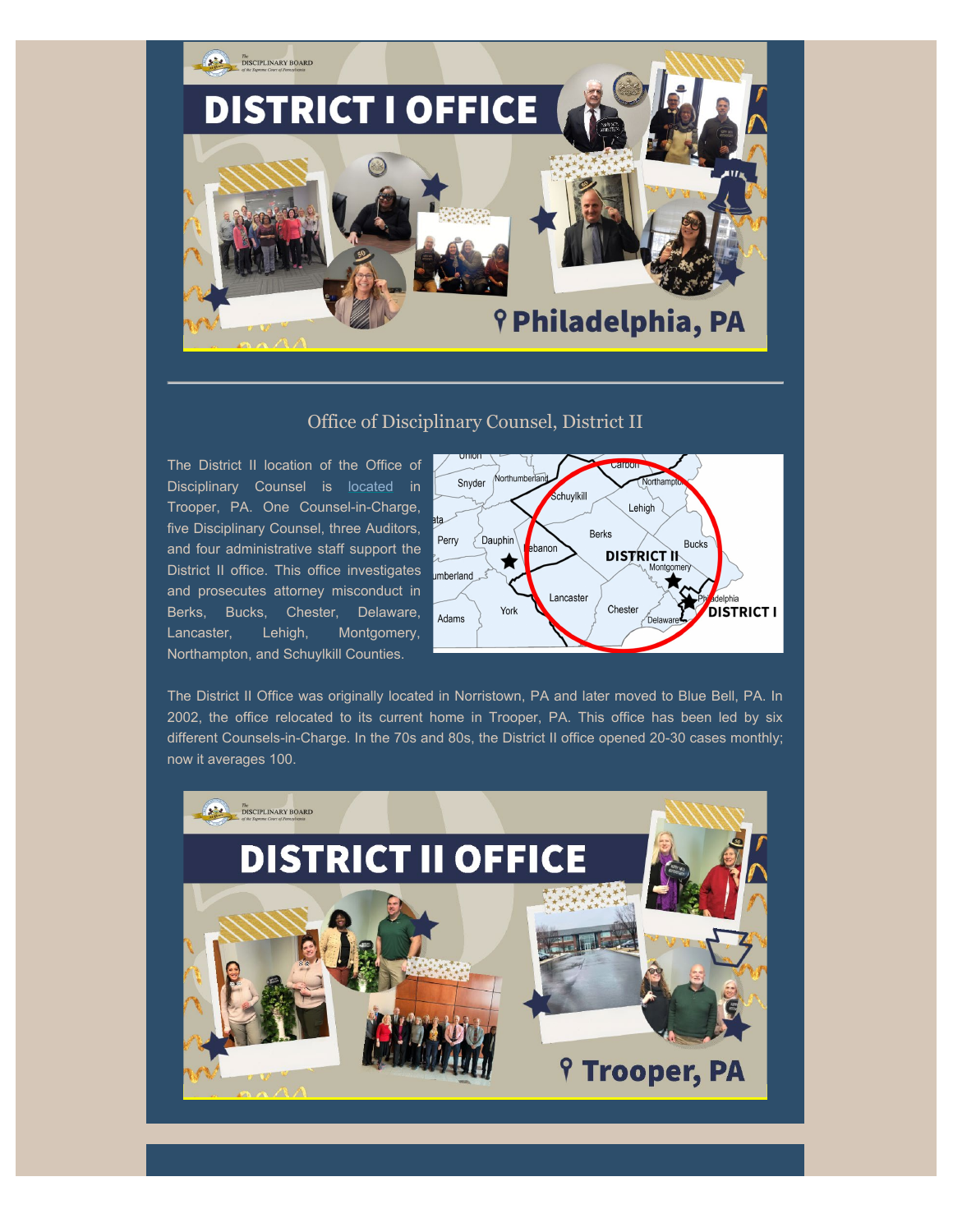## Office of Disciplinary Counsel, District II

The District II location of the Office of Disciplinary Counsel is located in Trooper, PA. One Counsel-in-Charge, five Disciplinary Counsel, three Auditors, and four administrative staff support the District II office. This office investigates and prosecutes attorney misconduct in Berks, Bucks, Chester, Delaware, Lancaster, Lehigh, Montgomery, Northampton, and Schuylkill Counties.

The District II Office was originally located in Norristown, PA and later moved to Blue Bell, PA. In 2002, the office relocated to its current home in Trooper, PA. This office has been led by six different Counsels-in-Charge. In the 70s and 80s, the District II office opened 20-30 cases monthly; now it averages 100.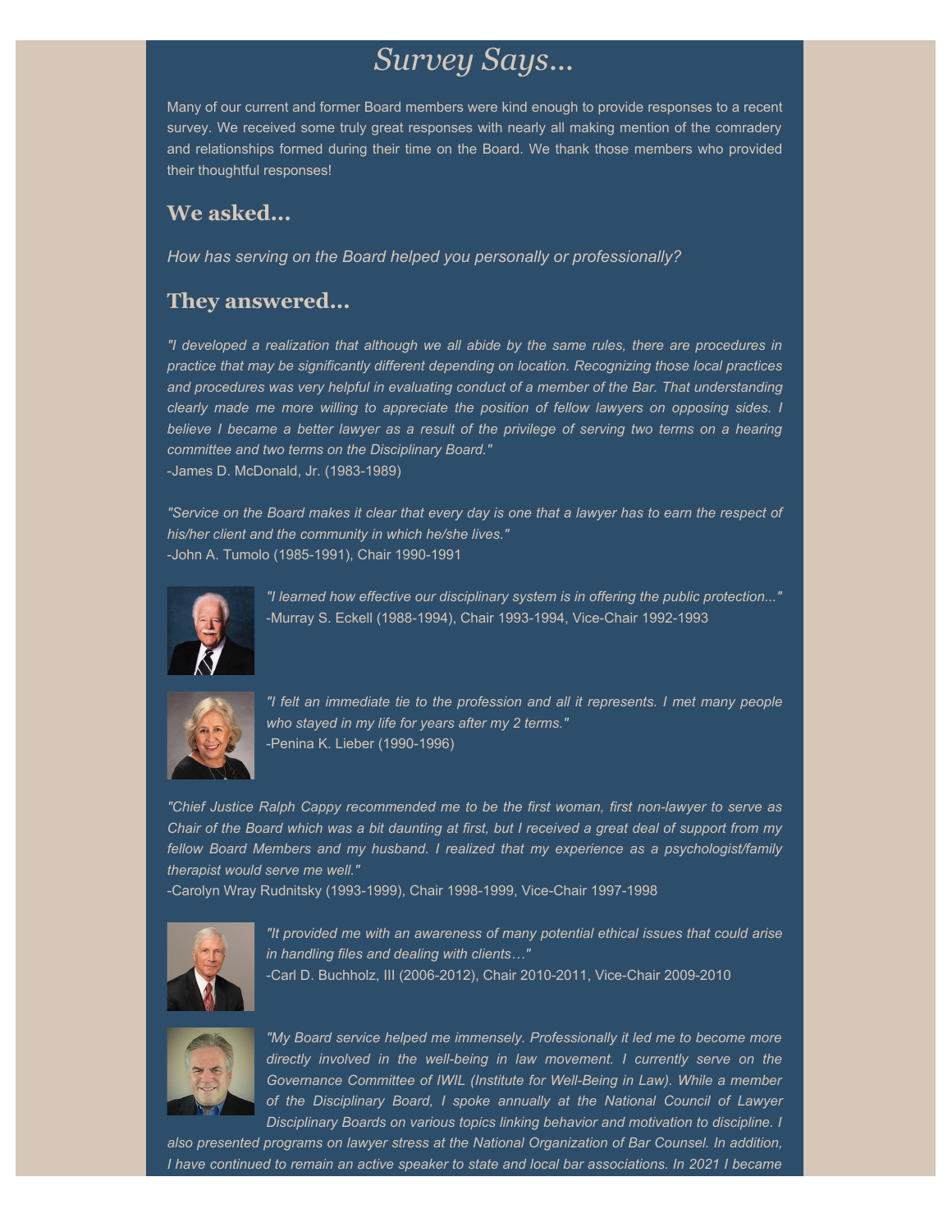# *Survey Says...*

Many of our current and former Board members were kind enough to provide responses to a recent survey. We received some truly great responses with nearly all making mention of the comradery and relationships formed during their time on the Board. We thank those members who provided their thoughtful responses!

## We asked...

*How has serving on the Board helped you personally or professionally?*

## They answered...

*"I developed a realization that although we all abide by the same rules, there are procedures in practice that may be significantly different depending on location. Recognizing those local practices and procedures was very helpful in evaluating conduct of a member of the Bar. That understanding clearly made me more willing to appreciate the position of fellow lawyers on opposing sides. I believe I became a better lawyer as a result of the privilege of serving two terms on a hearing committee and two terms on the Disciplinary Board."*
-James D. McDonald, Jr. (1983-1989)

*"Service on the Board makes it clear that every day is one that a lawyer has to earn the respect of his/her client and the community in which he/she lives."*
-John A. Tumolo (1985-1991), Chair 1990-1991

*"I learned how effective our disciplinary system is in offering the public protection..."*
-Murray S. Eckell (1988-1994), Chair 1993-1994, Vice-Chair 1992-1993

*"I felt an immediate tie to the profession and all it represents. I met many people who stayed in my life for years after my 2 terms."*
-Penina K. Lieber (1990-1996)

*"Chief Justice Ralph Cappy recommended me to be the first woman, first non-lawyer to serve as Chair of the Board which was a bit daunting at first, but I received a great deal of support from my fellow Board Members and my husband. I realized that my experience as a psychologist/family therapist would serve me well."*
-Carolyn Wray Rudnitsky (1993-1999), Chair 1998-1999, Vice-Chair 1997-1998

*"It provided me with an awareness of many potential ethical issues that could arise in handling files and dealing with clients…"*
-Carl D. Buchholz, III (2006-2012), Chair 2010-2011, Vice-Chair 2009-2010

*"My Board service helped me immensely. Professionally it led me to become more directly involved in the well-being in law movement. I currently serve on the Governance Committee of IWIL (Institute for Well-Being in Law). While a member of the Disciplinary Board, I spoke annually at the National Council of Lawyer Disciplinary Boards on various topics linking behavior and motivation to discipline. I also presented programs on lawyer stress at the National Organization of Bar Counsel. In addition, I have continued to remain an active speaker to state and local bar associations. In 2021 I became*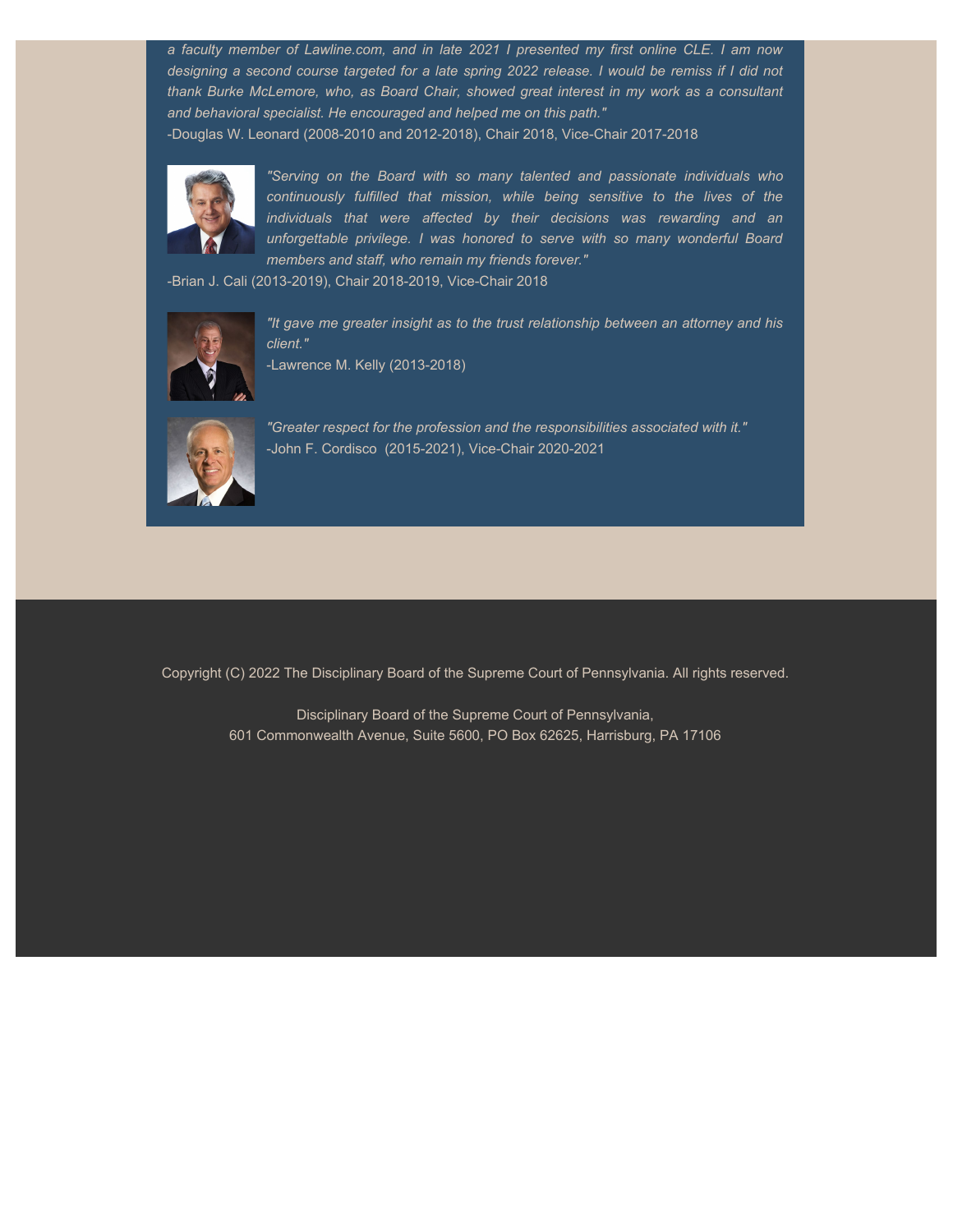*a faculty member of Lawline.com, and in late 2021 I presented my first online CLE. I am now designing a second course targeted for a late spring 2022 release. I would be remiss if I did not thank Burke McLemore, who, as Board Chair, showed great interest in my work as a consultant and behavioral specialist. He encouraged and helped me on this path."*

-Douglas W. Leonard (2008-2010 and 2012-2018), Chair 2018, Vice-Chair 2017-2018

*"Serving on the Board with so many talented and passionate individuals who continuously fulfilled that mission, while being sensitive to the lives of the individuals that were affected by their decisions was rewarding and an unforgettable privilege. I was honored to serve with so many wonderful Board members and staff, who remain my friends forever."*

-Brian J. Cali (2013-2019), Chair 2018-2019, Vice-Chair 2018

*"It gave me greater insight as to the trust relationship between an attorney and his client."*

-Lawrence M. Kelly (2013-2018)

*"Greater respect for the profession and the responsibilities associated with it."*

-John F. Cordisco (2015-2021), Vice-Chair 2020-2021

Copyright (C) 2022 The Disciplinary Board of the Supreme Court of Pennsylvania. All rights reserved.

Disciplinary Board of the Supreme Court of Pennsylvania,
601 Commonwealth Avenue, Suite 5600, PO Box 62625, Harrisburg, PA 17106